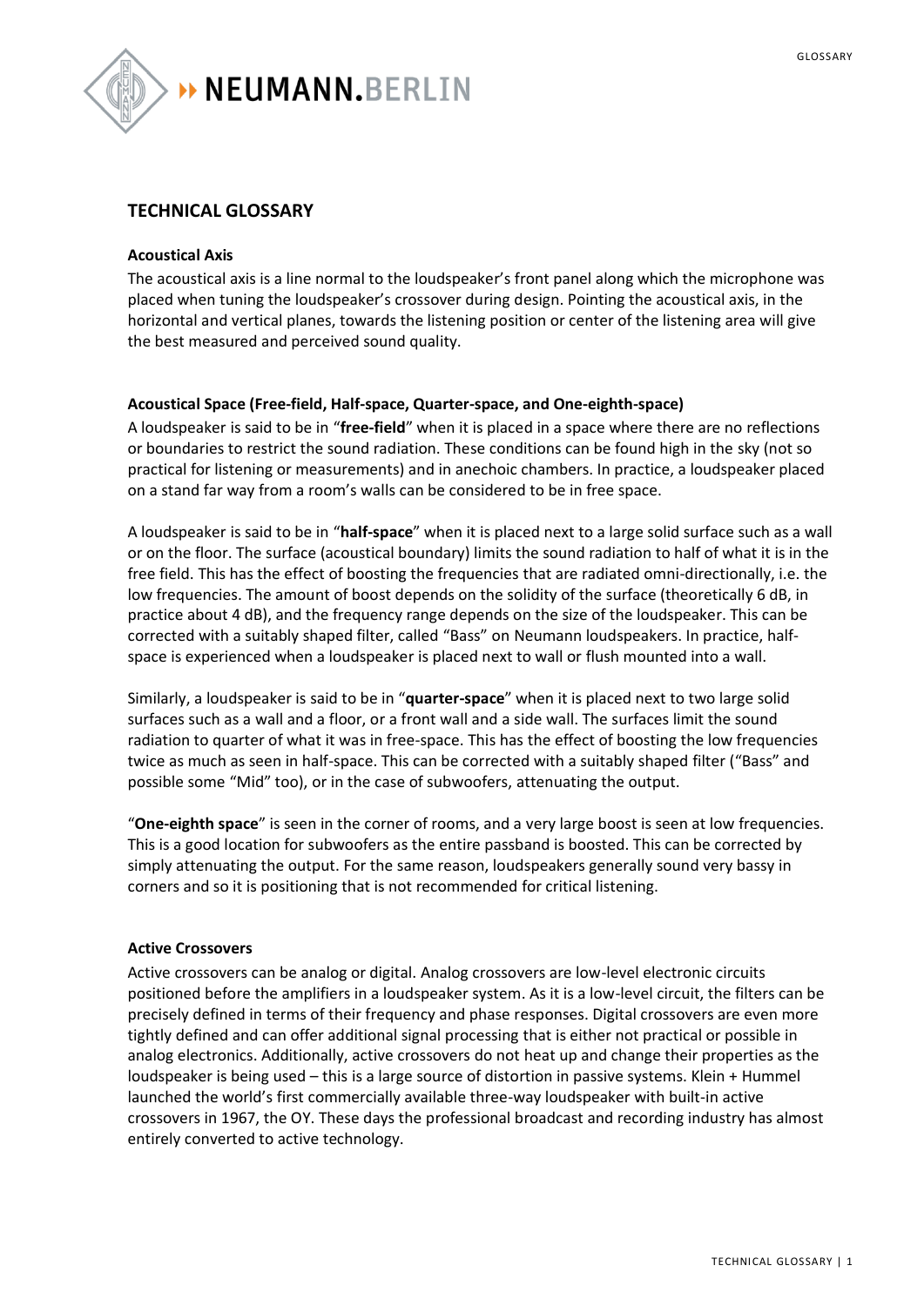# TECHNICAL GLOSSARY

### Acoustical Axis

The acoustical axis is a line normal to the loudspeaker's front panel along which the microphone was placed when tuning the loudspeaker's crossover during design. Pointing the acoustical axis, in the horizontal and vertical planes, towards the listening position or center of the listening area will give the best measured and perceived sound quality.

### Acoustical Space (Free-field, Half-space, Quarter-space, and One-eighth-space)

A loudspeaker is said to be in "**free-field**" when it is placed in a space where there are no reflections or boundaries to restrict the sound radiation. These conditions can be found high in the sky (not so practical for listening or measurements) and in anechoic chambers. In practice, a loudspeaker placed on a stand far way from a room's walls can be considered to be in free space.

A loudspeaker is said to be in "**half-space**" when it is placed next to a large solid surface such as a wall or on the floor. The surface (acoustical boundary) limits the sound radiation to half of what it is in the free field. This has the effect of boosting the frequencies that are radiated omni-directionally, i.e. the low frequencies. The amount of boost depends on the solidity of the surface (theoretically 6 dB, in practice about 4 dB), and the frequency range depends on the size of the loudspeaker. This can be corrected with a suitably shaped filter, called "Bass" on Neumann loudspeakers. In practice, half-space is experienced when a loudspeaker is placed next to wall or flush mounted into a wall.

Similarly, a loudspeaker is said to be in "**quarter-space**" when it is placed next to two large solid surfaces such as a wall and a floor, or a front wall and a side wall. The surfaces limit the sound radiation to quarter of what it was in free-space. This has the effect of boosting the low frequencies twice as much as seen in half-space. This can be corrected with a suitably shaped filter ("Bass" and possible some "Mid" too), or in the case of subwoofers, attenuating the output.

"**One-eighth space**" is seen in the corner of rooms, and a very large boost is seen at low frequencies. This is a good location for subwoofers as the entire passband is boosted. This can be corrected by simply attenuating the output. For the same reason, loudspeakers generally sound very bassy in corners and so it is positioning that is not recommended for critical listening.

### Active Crossovers

Active crossovers can be analog or digital. Analog crossovers are low-level electronic circuits positioned before the amplifiers in a loudspeaker system. As it is a low-level circuit, the filters can be precisely defined in terms of their frequency and phase responses. Digital crossovers are even more tightly defined and can offer additional signal processing that is either not practical or possible in analog electronics. Additionally, active crossovers do not heat up and change their properties as the loudspeaker is being used – this is a large source of distortion in passive systems. Klein + Hummel launched the world's first commercially available three-way loudspeaker with built-in active crossovers in 1967, the OY. These days the professional broadcast and recording industry has almost entirely converted to active technology.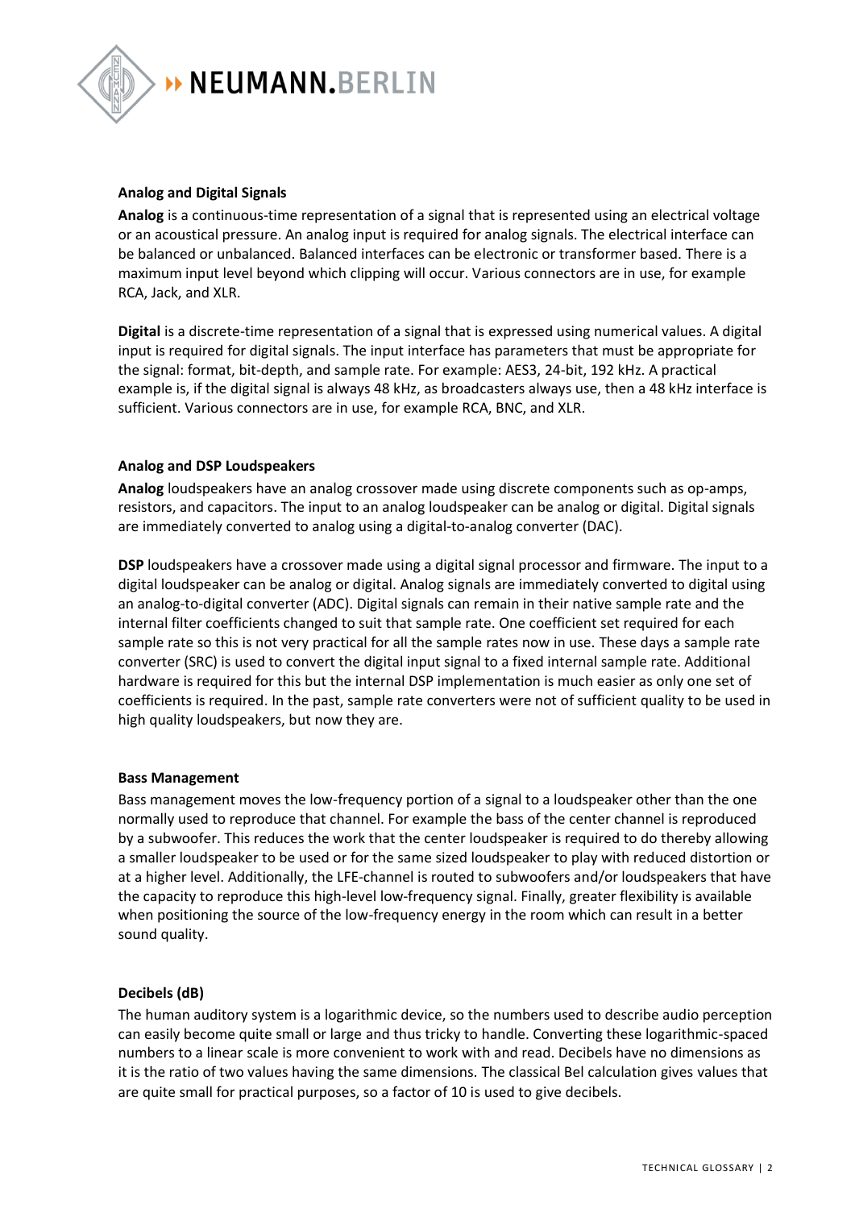### Analog and Digital Signals

**Analog** is a continuous-time representation of a signal that is represented using an electrical voltage or an acoustical pressure. An analog input is required for analog signals. The electrical interface can be balanced or unbalanced. Balanced interfaces can be electronic or transformer based. There is a maximum input level beyond which clipping will occur. Various connectors are in use, for example RCA, Jack, and XLR.

**Digital** is a discrete-time representation of a signal that is expressed using numerical values. A digital input is required for digital signals. The input interface has parameters that must be appropriate for the signal: format, bit-depth, and sample rate. For example: AES3, 24-bit, 192 kHz. A practical example is, if the digital signal is always 48 kHz, as broadcasters always use, then a 48 kHz interface is sufficient. Various connectors are in use, for example RCA, BNC, and XLR.

### Analog and DSP Loudspeakers

**Analog** loudspeakers have an analog crossover made using discrete components such as op-amps, resistors, and capacitors. The input to an analog loudspeaker can be analog or digital. Digital signals are immediately converted to analog using a digital-to-analog converter (DAC).

**DSP** loudspeakers have a crossover made using a digital signal processor and firmware. The input to a digital loudspeaker can be analog or digital. Analog signals are immediately converted to digital using an analog-to-digital converter (ADC). Digital signals can remain in their native sample rate and the internal filter coefficients changed to suit that sample rate. One coefficient set required for each sample rate so this is not very practical for all the sample rates now in use. These days a sample rate converter (SRC) is used to convert the digital input signal to a fixed internal sample rate. Additional hardware is required for this but the internal DSP implementation is much easier as only one set of coefficients is required. In the past, sample rate converters were not of sufficient quality to be used in high quality loudspeakers, but now they are.

### Bass Management

Bass management moves the low-frequency portion of a signal to a loudspeaker other than the one normally used to reproduce that channel. For example the bass of the center channel is reproduced by a subwoofer. This reduces the work that the center loudspeaker is required to do thereby allowing a smaller loudspeaker to be used or for the same sized loudspeaker to play with reduced distortion or at a higher level. Additionally, the LFE-channel is routed to subwoofers and/or loudspeakers that have the capacity to reproduce this high-level low-frequency signal. Finally, greater flexibility is available when positioning the source of the low-frequency energy in the room which can result in a better sound quality.

### Decibels (dB)

The human auditory system is a logarithmic device, so the numbers used to describe audio perception can easily become quite small or large and thus tricky to handle. Converting these logarithmic-spaced numbers to a linear scale is more convenient to work with and read. Decibels have no dimensions as it is the ratio of two values having the same dimensions. The classical Bel calculation gives values that are quite small for practical purposes, so a factor of 10 is used to give decibels.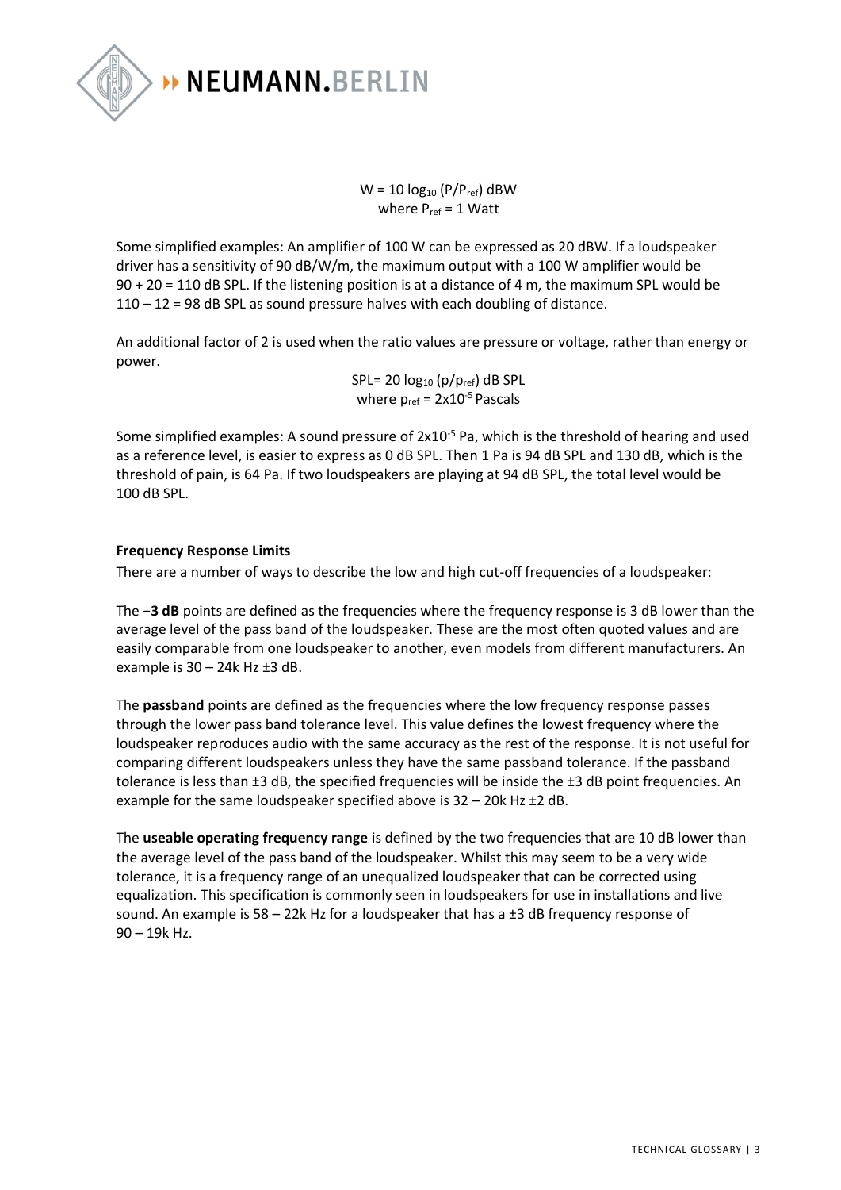$$W = 10 \log_{10} (P/P_{ref}) \text{ dBW}$$
$$\text{where } P_{ref} = 1 \text{ Watt}$$

Some simplified examples: An amplifier of 100 W can be expressed as 20 dBW. If a loudspeaker driver has a sensitivity of 90 dB/W/m, the maximum output with a 100 W amplifier would be 90 + 20 = 110 dB SPL. If the listening position is at a distance of 4 m, the maximum SPL would be 110 – 12 = 98 dB SPL as sound pressure halves with each doubling of distance.

An additional factor of 2 is used when the ratio values are pressure or voltage, rather than energy or power.

$$SPL = 20 \log_{10} (p/p_{ref}) \text{ dB SPL}$$
$$\text{where } p_{ref} = 2 \times 10^{-5} \text{ Pascals}$$

Some simplified examples: A sound pressure of $2 \times 10^{-5}$ Pa, which is the threshold of hearing and used as a reference level, is easier to express as 0 dB SPL. Then 1 Pa is 94 dB SPL and 130 dB, which is the threshold of pain, is 64 Pa. If two loudspeakers are playing at 94 dB SPL, the total level would be 100 dB SPL.

### Frequency Response Limits

There are a number of ways to describe the low and high cut-off frequencies of a loudspeaker:

The **−3 dB** points are defined as the frequencies where the frequency response is 3 dB lower than the average level of the pass band of the loudspeaker. These are the most often quoted values and are easily comparable from one loudspeaker to another, even models from different manufacturers. An example is 30 – 24k Hz ±3 dB.

The **passband** points are defined as the frequencies where the low frequency response passes through the lower pass band tolerance level. This value defines the lowest frequency where the loudspeaker reproduces audio with the same accuracy as the rest of the response. It is not useful for comparing different loudspeakers unless they have the same passband tolerance. If the passband tolerance is less than ±3 dB, the specified frequencies will be inside the ±3 dB point frequencies. An example for the same loudspeaker specified above is 32 – 20k Hz ±2 dB.

The **useable operating frequency range** is defined by the two frequencies that are 10 dB lower than the average level of the pass band of the loudspeaker. Whilst this may seem to be a very wide tolerance, it is a frequency range of an unequalized loudspeaker that can be corrected using equalization. This specification is commonly seen in loudspeakers for use in installations and live sound. An example is 58 – 22k Hz for a loudspeaker that has a ±3 dB frequency response of 90 – 19k Hz.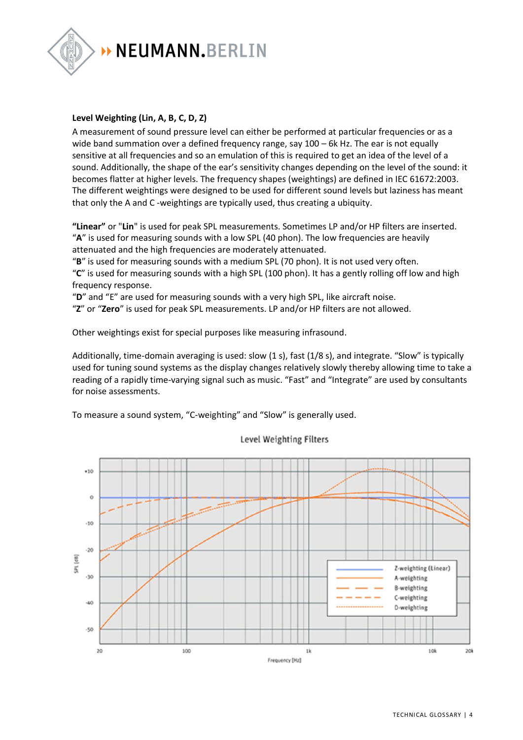**Level Weighting (Lin, A, B, C, D, Z)**

A measurement of sound pressure level can either be performed at particular frequencies or as a wide band summation over a defined frequency range, say 100 – 6k Hz. The ear is not equally sensitive at all frequencies and so an emulation of this is required to get an idea of the level of a sound. Additionally, the shape of the ear's sensitivity changes depending on the level of the sound: it becomes flatter at higher levels. The frequency shapes (weightings) are defined in IEC 61672:2003. The different weightings were designed to be used for different sound levels but laziness has meant that only the A and C -weightings are typically used, thus creating a ubiquity.

**"Linear"** or "**Lin**" is used for peak SPL measurements. Sometimes LP and/or HP filters are inserted.
"**A**" is used for measuring sounds with a low SPL (40 phon). The low frequencies are heavily attenuated and the high frequencies are moderately attenuated.
"**B**" is used for measuring sounds with a medium SPL (70 phon). It is not used very often.
"**C**" is used for measuring sounds with a high SPL (100 phon). It has a gently rolling off low and high frequency response.
"**D**" and "E" are used for measuring sounds with a very high SPL, like aircraft noise.
"**Z**" or "**Zero**" is used for peak SPL measurements. LP and/or HP filters are not allowed.

Other weightings exist for special purposes like measuring infrasound.

Additionally, time-domain averaging is used: slow (1 s), fast (1/8 s), and integrate. "Slow" is typically used for tuning sound systems as the display changes relatively slowly thereby allowing time to take a reading of a rapidly time-varying signal such as music. "Fast" and "Integrate" are used by consultants for noise assessments.

To measure a sound system, "C-weighting" and "Slow" is generally used.

Level Weighting Filters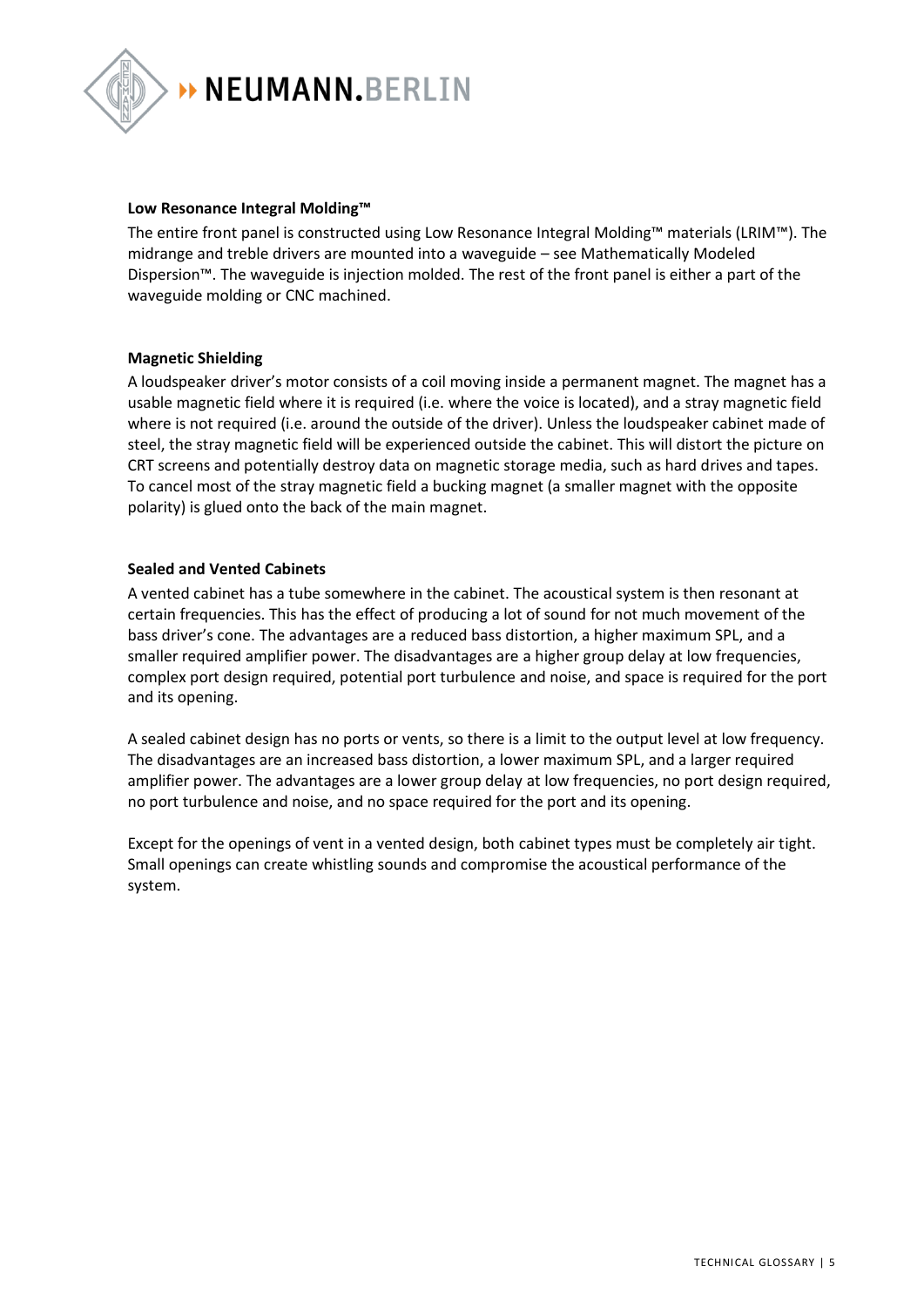**Low Resonance Integral Molding™**

The entire front panel is constructed using Low Resonance Integral Molding™ materials (LRIM™). The midrange and treble drivers are mounted into a waveguide – see Mathematically Modeled Dispersion™. The waveguide is injection molded. The rest of the front panel is either a part of the waveguide molding or CNC machined.

**Magnetic Shielding**

A loudspeaker driver's motor consists of a coil moving inside a permanent magnet. The magnet has a usable magnetic field where it is required (i.e. where the voice is located), and a stray magnetic field where is not required (i.e. around the outside of the driver). Unless the loudspeaker cabinet made of steel, the stray magnetic field will be experienced outside the cabinet. This will distort the picture on CRT screens and potentially destroy data on magnetic storage media, such as hard drives and tapes. To cancel most of the stray magnetic field a bucking magnet (a smaller magnet with the opposite polarity) is glued onto the back of the main magnet.

**Sealed and Vented Cabinets**

A vented cabinet has a tube somewhere in the cabinet. The acoustical system is then resonant at certain frequencies. This has the effect of producing a lot of sound for not much movement of the bass driver's cone. The advantages are a reduced bass distortion, a higher maximum SPL, and a smaller required amplifier power. The disadvantages are a higher group delay at low frequencies, complex port design required, potential port turbulence and noise, and space is required for the port and its opening.

A sealed cabinet design has no ports or vents, so there is a limit to the output level at low frequency. The disadvantages are an increased bass distortion, a lower maximum SPL, and a larger required amplifier power. The advantages are a lower group delay at low frequencies, no port design required, no port turbulence and noise, and no space required for the port and its opening.

Except for the openings of vent in a vented design, both cabinet types must be completely air tight. Small openings can create whistling sounds and compromise the acoustical performance of the system.